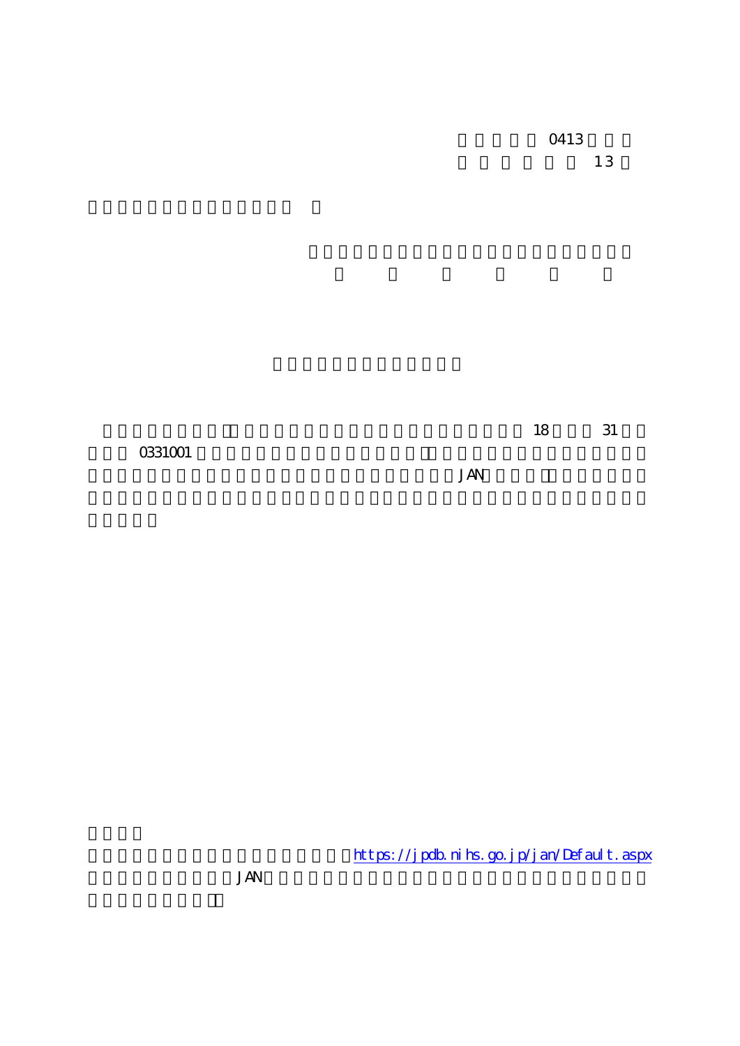0413

13

18 31

0331001 JAN

https://jpdb.nihs.go.jp/jan/Default.aspx

JAN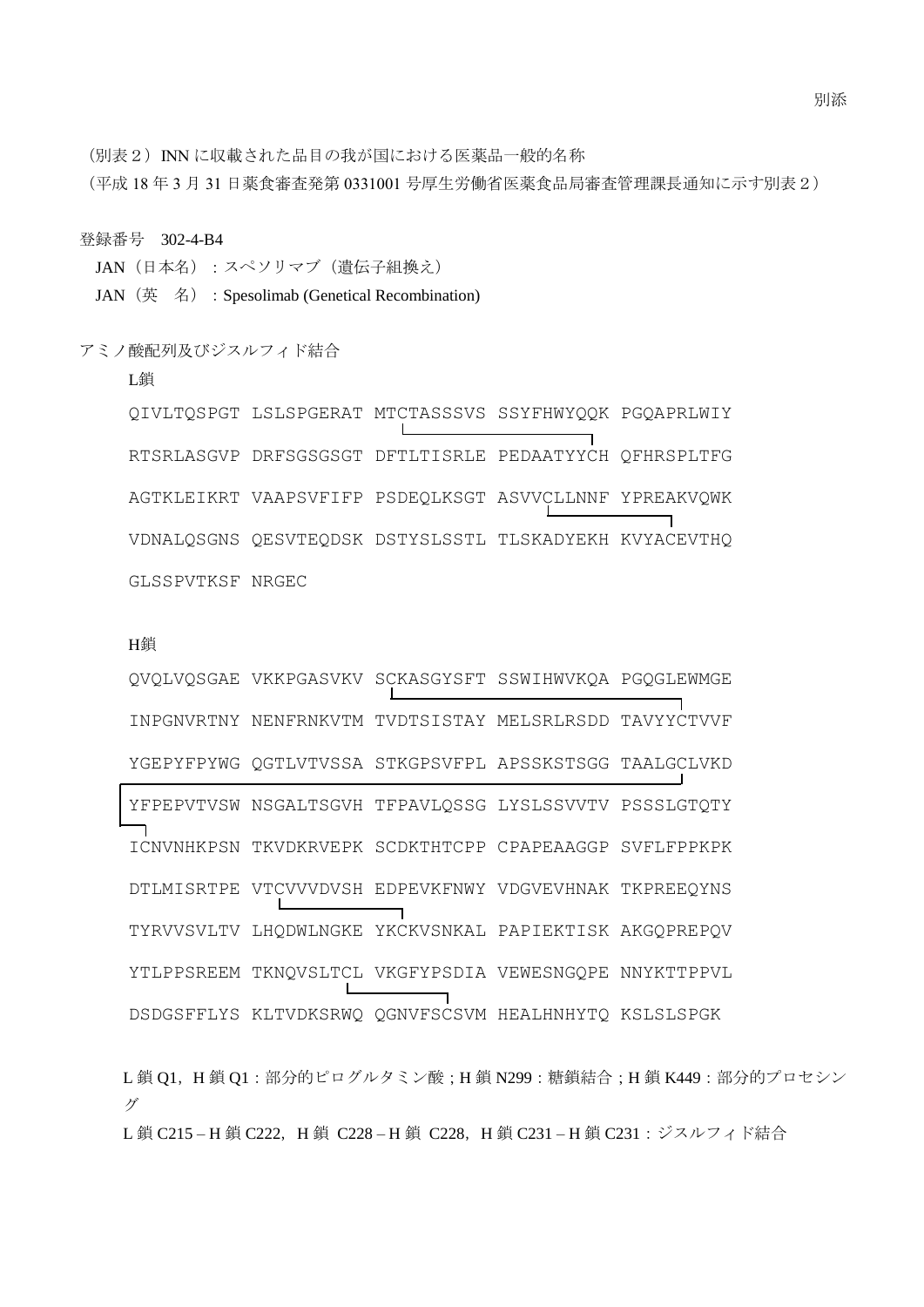別添

（別表２）INN に収載された品目の我が国における医薬品一般的名称

（平成 18 年 3 月 31 日薬食審査発第 0331001 号厚生労働省医薬食品局審査管理課長通知に示す別表２）

登録番号　302-4-B4

JAN（日本名）：スペソリマブ（遺伝子組換え）

JAN（英　名）：Spesolimab (Genetical Recombination)

アミノ酸配列及びジスルフィド結合

L鎖

```
QIVLTQSPGT LSLSPGERAT MTCTASSSVS SSYFHWYQQK PGQAPRLWIY
RTSRLASGVP DRFSGSGSGT DFTLTISRLE PEDAATYYCH QFHRSPLTFG
AGTKLEIKRT VAAPSVFIFP PSDEQLKSGT ASVVCLLNNF YPREAKVQWK
VDNALQSGNS QESVTEQDSK DSTYSLSSTL TLSKADYEKH KVYACEVTHQ
GLSSPVTKSF NRGEC
```

H鎖

```
QVQLVQSGAE VKKPGASVKV SCKASGYSFT SSWIHWVKQA PGQGLEWMGE
INPGNVRTNY NENFRNKVTM TVDTSISTAY MELSRLRSDD TAVYYCTVVF
YGEPYFPYWG QGTLVTVSSA STKGPSVFPL APSSKSTSGG TAALGCLVKD
YFPEPVTVSW NSGALTSGVH TFPAVLQSSG LYSLSSVVTV PSSSLGTQTY
ICNVNHKPSN TKVDKRVEPK SCDKTHTCPP CPAPEAAGGP SVFLFPPKPK
DTLMISRTPE VTCVVVDVSH EDPEVKFNWY VDGVEVHNAK TKPREEQYNS
TYRVVSVLTV LHQDWLNGKE YKCKVSNKAL PAPIEKTISK AKGQPREPQV
YTLPPSREEM TKNQVSLTCL VKGFYPSDIA VEWESNGQPE NNYKTTPPVL
DSDGSFFLYS KLTVDKSRWQ QGNVFSCSVM HEALHNHYTQ KSLSLSPGK
```

L 鎖 Q1，H 鎖 Q1：部分的ピログルタミン酸；H 鎖 N299：糖鎖結合；H 鎖 K449：部分的プロセシング

L 鎖 C215 – H 鎖 C222，H 鎖 C228 – H 鎖 C228，H 鎖 C231 – H 鎖 C231：ジスルフィド結合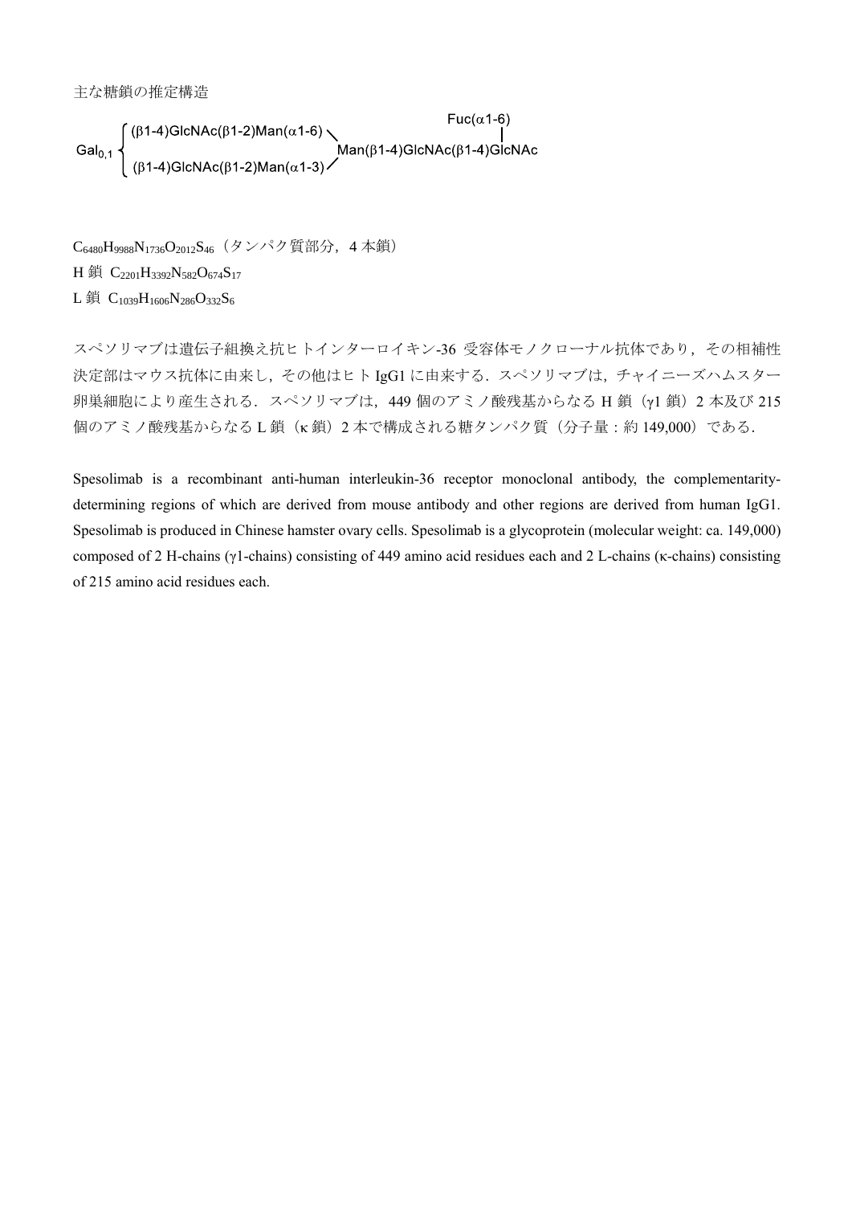主な糖鎖の推定構造

```
                                                          Fuc(α1-6)
         ⎧ (β1-4)GlcNAc(β1-2)Man(α1-6) ╲                       |
Gal0,1 ⎨                                  Man(β1-4)GlcNAc(β1-4)GlcNAc
         ⎩ (β1-4)GlcNAc(β1-2)Man(α1-3) ╱
```

$C_{6480}H_{9988}N_{1736}O_{2012}S_{46}$（タンパク質部分，4 本鎖）

H 鎖　$C_{2201}H_{3392}N_{582}O_{674}S_{17}$

L 鎖　$C_{1039}H_{1606}N_{286}O_{332}S_{6}$

スペソリマブは遺伝子組換え抗ヒトインターロイキン-36 受容体モノクローナル抗体であり，その相補性決定部はマウス抗体に由来し，その他はヒト IgG1 に由来する．スペソリマブは，チャイニーズハムスター卵巣細胞により産生される．スペソリマブは，449 個のアミノ酸残基からなる H 鎖（γ1 鎖）2 本及び 215 個のアミノ酸残基からなる L 鎖（κ 鎖）2 本で構成される糖タンパク質（分子量：約 149,000）である．

Spesolimab is a recombinant anti-human interleukin-36 receptor monoclonal antibody, the complementarity-determining regions of which are derived from mouse antibody and other regions are derived from human IgG1. Spesolimab is produced in Chinese hamster ovary cells. Spesolimab is a glycoprotein (molecular weight: ca. 149,000) composed of 2 H-chains (γ1-chains) consisting of 449 amino acid residues each and 2 L-chains (κ-chains) consisting of 215 amino acid residues each.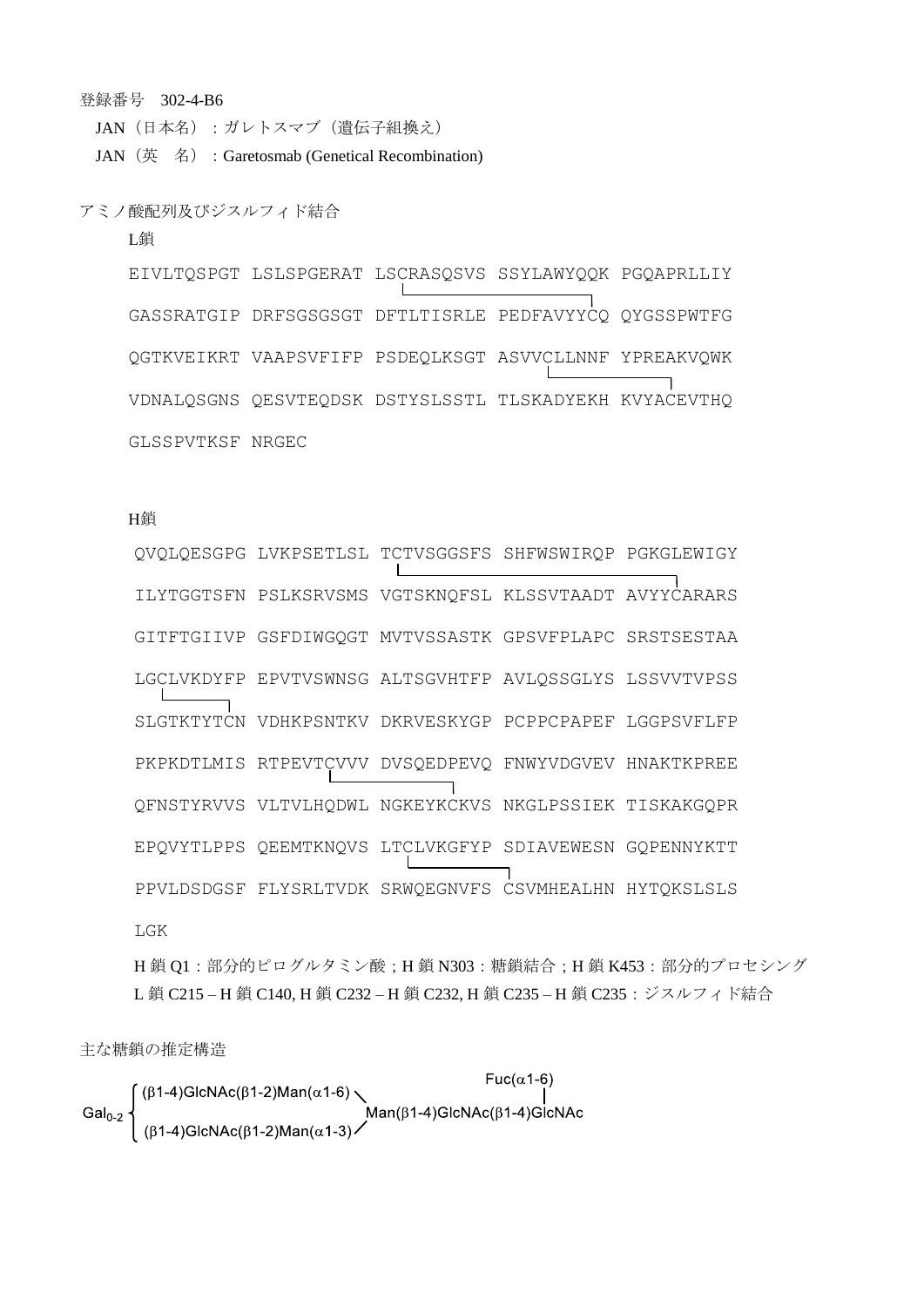登録番号　302-4-B6

JAN（日本名）：ガレトスマブ（遺伝子組換え）

JAN（英　名）：Garetosmab (Genetical Recombination)

アミノ酸配列及びジスルフィド結合

L鎖

```
EIVLTQSPGT LSLSPGERAT LSCRASQSVS SSYLAWYQQK PGQAPRLLIY
GASSRATGIP DRFSGSGSGT DFTLTISRLE PEDFAVYYCQ QYGSSPWTFG
QGTKVEIKRT VAAPSVFIFP PSDEQLKSGT ASVVCLLNNF YPREAKVQWK
VDNALQSGNS QESVTEQDSK DSTYSLSSTL TLSKADYEKH KVYACEVTHQ
GLSSPVTKSF NRGEC
```

H鎖

```
QVQLQESGPG LVKPSETLSL TCTVSGGSFS SHFWSWIRQP PGKGLEWIGY
ILYTGGTSFN PSLKSRVSMS VGTSKNQFSL KLSSVTAADT AVYYCARARS
GITFTGIIVP GSFDIWGQGT MVTVSSASTK GPSVFPLAPC SRSTSESTAA
LGCLVKDYFP EPVTVSWNSG ALTSGVHTFP AVLQSSGLYS LSSVVTVPSS
SLGTKTYTCN VDHKPSNTKV DKRVESKYGP PCPPCPAPEF LGGPSVFLFP
PKPKDTLMIS RTPEVTCVVV DVSQEDPEVQ FNWYVDGVEV HNAKTKPREE
QFNSTYRVVS VLTVLHQDWL NGKEYKCKVS NKGLPSSIEK TISKAKGQPR
EPQVYTLPPS QEEMTKNQVS LTCLVKGFYP SDIAVEWESN GQPENNYKTT
PPVLDSDGSF FLYSRLTVDK SRWQEGNVFS CSVMHEALHN HYTQKSLSLS
LGK
```

H 鎖 Q1：部分的ピログルタミン酸；H 鎖 N303：糖鎖結合；H 鎖 K453：部分的プロセシング

L 鎖 C215 – H 鎖 C140, H 鎖 C232 – H 鎖 C232, H 鎖 C235 – H 鎖 C235：ジスルフィド結合

主な糖鎖の推定構造

$$\mathrm{Gal}_{0\text{-}2}\left\{\begin{array}{l}(\beta1\text{-}4)\mathrm{GlcNAc}(\beta1\text{-}2)\mathrm{Man}(\alpha1\text{-}6)\\(\beta1\text{-}4)\mathrm{GlcNAc}(\beta1\text{-}2)\mathrm{Man}(\alpha1\text{-}3)\end{array}\right\rangle \mathrm{Man}(\beta1\text{-}4)\mathrm{GlcNAc}(\beta1\text{-}4)\overset{\mathrm{Fuc}(\alpha1\text{-}6)}{\mathrm{GlcNAc}}$$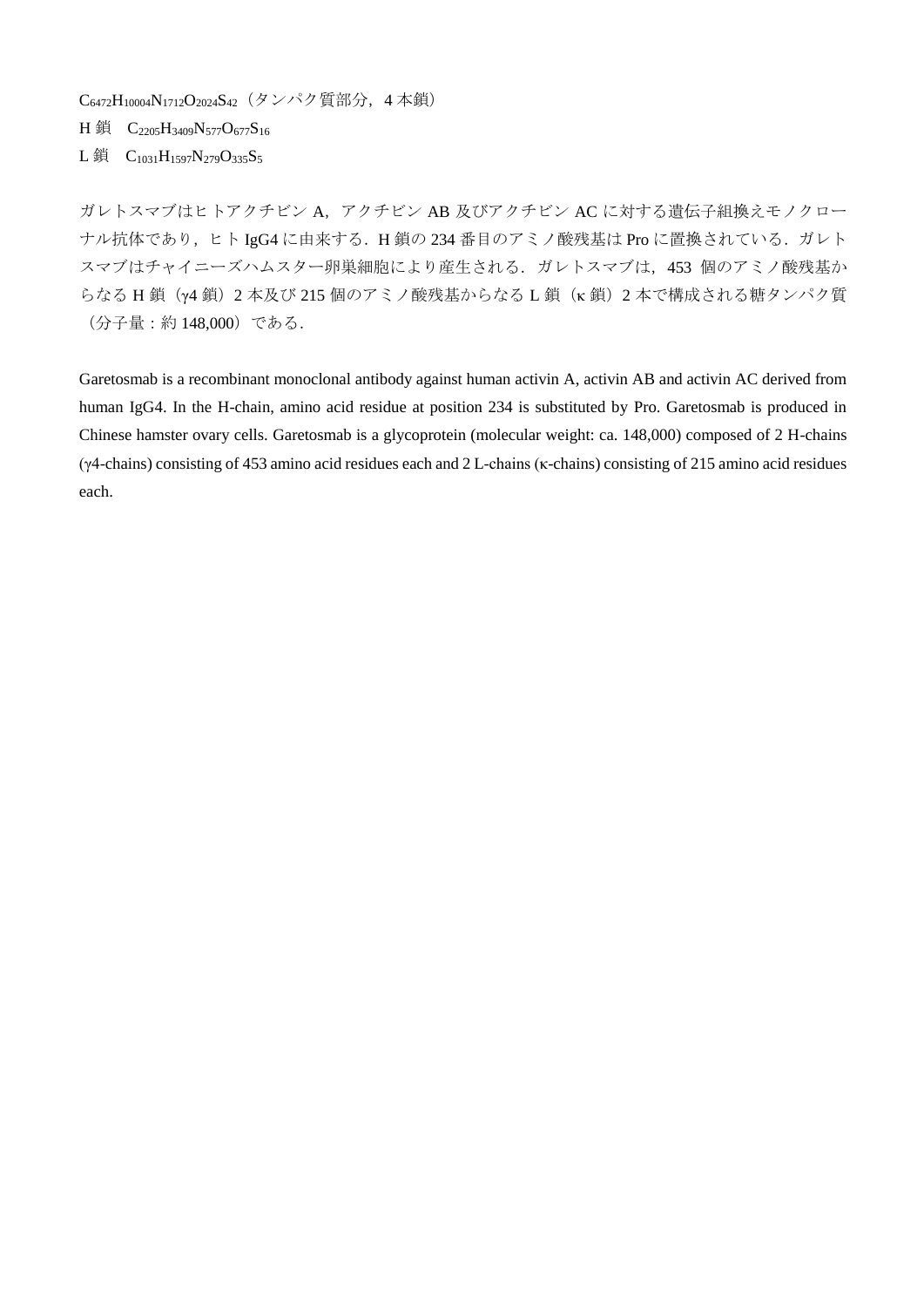$C_{6472}H_{10004}N_{1712}O_{2024}S_{42}$（タンパク質部分，4 本鎖）

H 鎖　$C_{2205}H_{3409}N_{577}O_{677}S_{16}$

L 鎖　$C_{1031}H_{1597}N_{279}O_{335}S_{5}$

ガレトスマブはヒトアクチビン A，アクチビン AB 及びアクチビン AC に対する遺伝子組換えモノクローナル抗体であり，ヒト IgG4 に由来する．H 鎖の 234 番目のアミノ酸残基は Pro に置換されている．ガレトスマブはチャイニーズハムスター卵巣細胞により産生される．ガレトスマブは，453 個のアミノ酸残基からなる H 鎖（γ4 鎖）2 本及び 215 個のアミノ酸残基からなる L 鎖（κ 鎖）2 本で構成される糖タンパク質（分子量：約 148,000）である．

Garetosmab is a recombinant monoclonal antibody against human activin A, activin AB and activin AC derived from human IgG4. In the H-chain, amino acid residue at position 234 is substituted by Pro. Garetosmab is produced in Chinese hamster ovary cells. Garetosmab is a glycoprotein (molecular weight: ca. 148,000) composed of 2 H-chains (γ4-chains) consisting of 453 amino acid residues each and 2 L-chains (κ-chains) consisting of 215 amino acid residues each.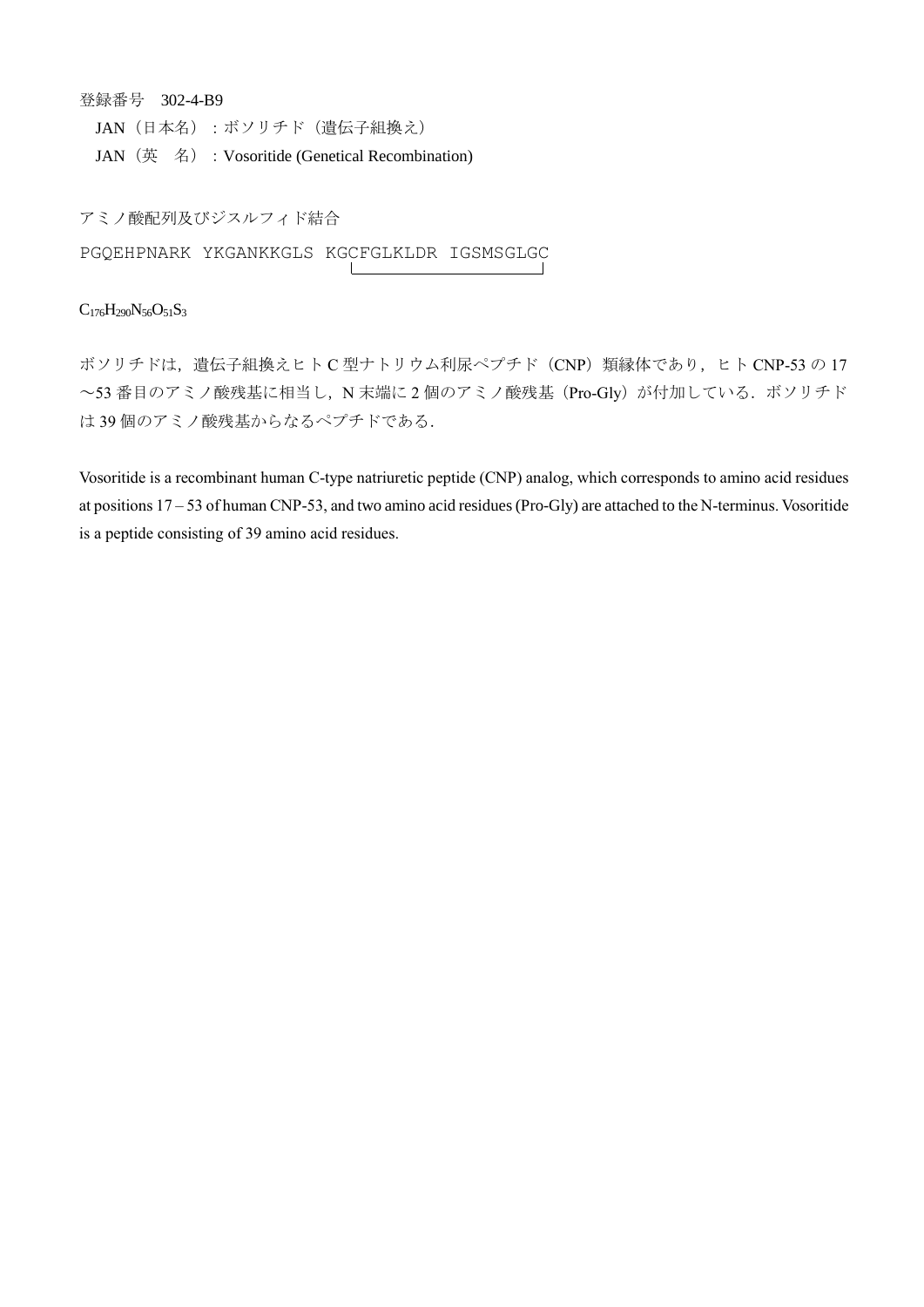登録番号　302-4-B9

JAN（日本名）：ボソリチド（遺伝子組換え）

JAN（英　名）：Vosoritide (Genetical Recombination)

アミノ酸配列及びジスルフィド結合

```
PGQEHPNARK YKGANKKGLS KGCFGLKLDR IGSMSGLGC
```

$C_{176}H_{290}N_{56}O_{51}S_3$

ボソリチドは，遺伝子組換えヒトC型ナトリウム利尿ペプチド（CNP）類縁体であり，ヒトCNP-53の17〜53番目のアミノ酸残基に相当し，N末端に2個のアミノ酸残基（Pro-Gly）が付加している．ボソリチドは39個のアミノ酸残基からなるペプチドである．

Vosoritide is a recombinant human C-type natriuretic peptide (CNP) analog, which corresponds to amino acid residues at positions 17 – 53 of human CNP-53, and two amino acid residues (Pro-Gly) are attached to the N-terminus. Vosoritide is a peptide consisting of 39 amino acid residues.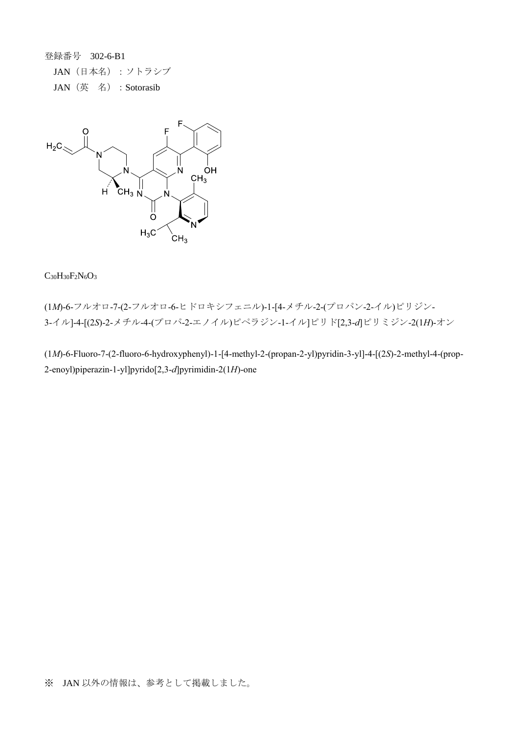登録番号　302-6-B1

JAN（日本名）：ソトラシブ

JAN（英　名）：Sotorasib

$C_{30}H_{30}F_2N_6O_3$

(1*M*)-6-フルオロ-7-(2-フルオロ-6-ヒドロキシフェニル)-1-[4-メチル-2-(プロパン-2-イル)ピリジン-3-イル]-4-[(2*S*)-2-メチル-4-(プロパ-2-エノイル)ピペラジン-1-イル]ピリド[2,3-*d*]ピリミジン-2(1*H*)-オン

(1*M*)-6-Fluoro-7-(2-fluoro-6-hydroxyphenyl)-1-[4-methyl-2-(propan-2-yl)pyridin-3-yl]-4-[(2*S*)-2-methyl-4-(prop-2-enoyl)piperazin-1-yl]pyrido[2,3-*d*]pyrimidin-2(1*H*)-one

※　JAN 以外の情報は、参考として掲載しました。